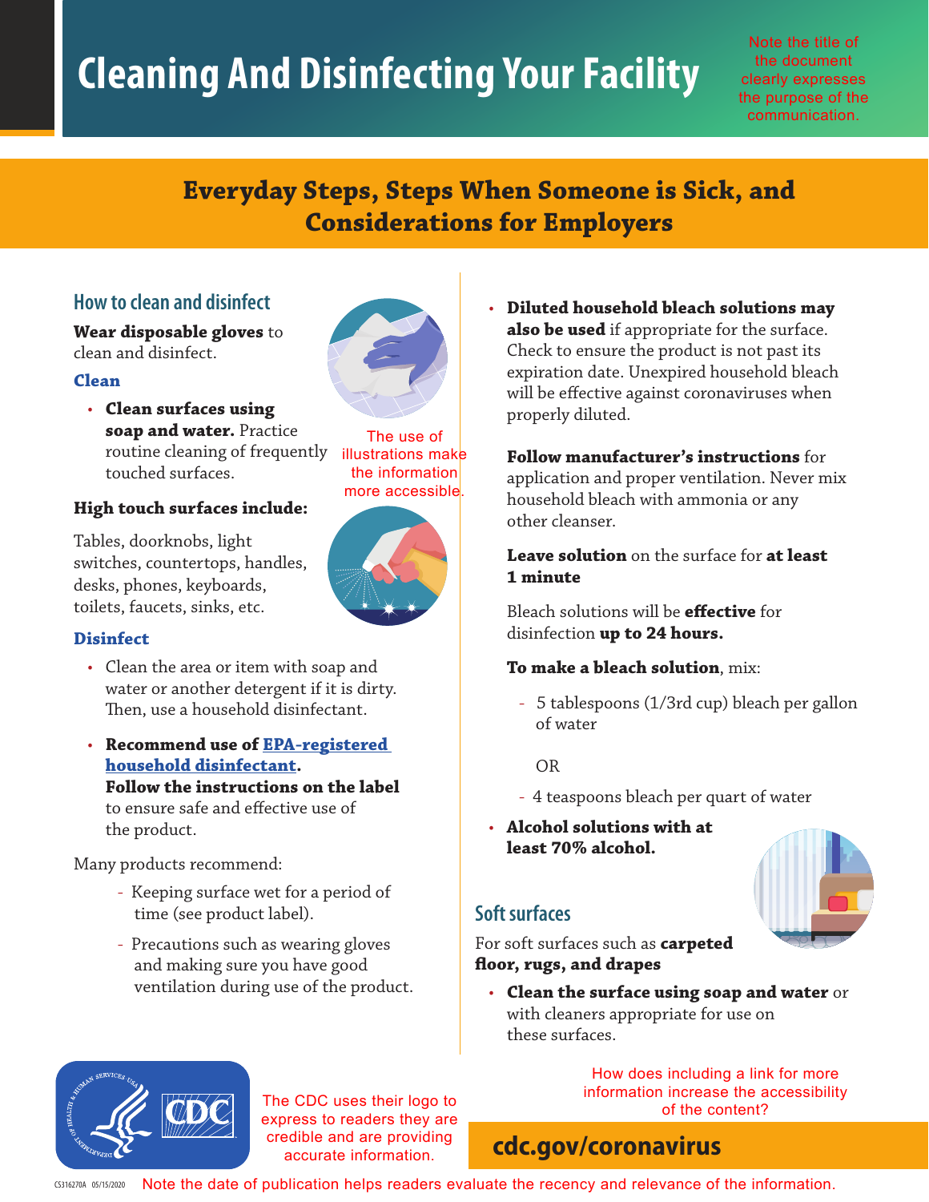# Cleaning And Disinfecting Your Facility

Note the title of the document clearly expresses the purpose of the communication.

## Everyday Steps, Steps When Someone is Sick, and Considerations for Employers

### How to clean and disinfect

**Wear disposable gloves** to clean and disinfect.

#### Clean

- **Clean surfaces using soap and water.** Practice routine cleaning of frequently touched surfaces.

The use of illustrations make the information more accessible.

**High touch surfaces include:**

Tables, doorknobs, light switches, countertops, handles, desks, phones, keyboards, toilets, faucets, sinks, etc.

#### Disinfect

- Clean the area or item with soap and water or another detergent if it is dirty. Then, use a household disinfectant.
- **Recommend use of [EPA-registered household disinfectant](). Follow the instructions on the label** to ensure safe and effective use of the product.

Many products recommend:

- Keeping surface wet for a period of time (see product label).
- Precautions such as wearing gloves and making sure you have good ventilation during use of the product.

- **Diluted household bleach solutions may also be used** if appropriate for the surface. Check to ensure the product is not past its expiration date. Unexpired household bleach will be effective against coronaviruses when properly diluted.

  **Follow manufacturer's instructions** for application and proper ventilation. Never mix household bleach with ammonia or any other cleanser.

  **Leave solution** on the surface for **at least 1 minute**

  Bleach solutions will be **effective** for disinfection **up to 24 hours.**

  **To make a bleach solution**, mix:

  - 5 tablespoons (1/3rd cup) bleach per gallon of water

    OR

  - 4 teaspoons bleach per quart of water

- **Alcohol solutions with at least 70% alcohol.**

### Soft surfaces

For soft surfaces such as **carpeted floor, rugs, and drapes**

- **Clean the surface using soap and water** or with cleaners appropriate for use on these surfaces.

The CDC uses their logo to express to readers they are credible and are providing accurate information.

How does including a link for more information increase the accessibility of the content?

**cdc.gov/coronavirus**

CS316270A 05/15/2020 Note the date of publication helps readers evaluate the recency and relevance of the information.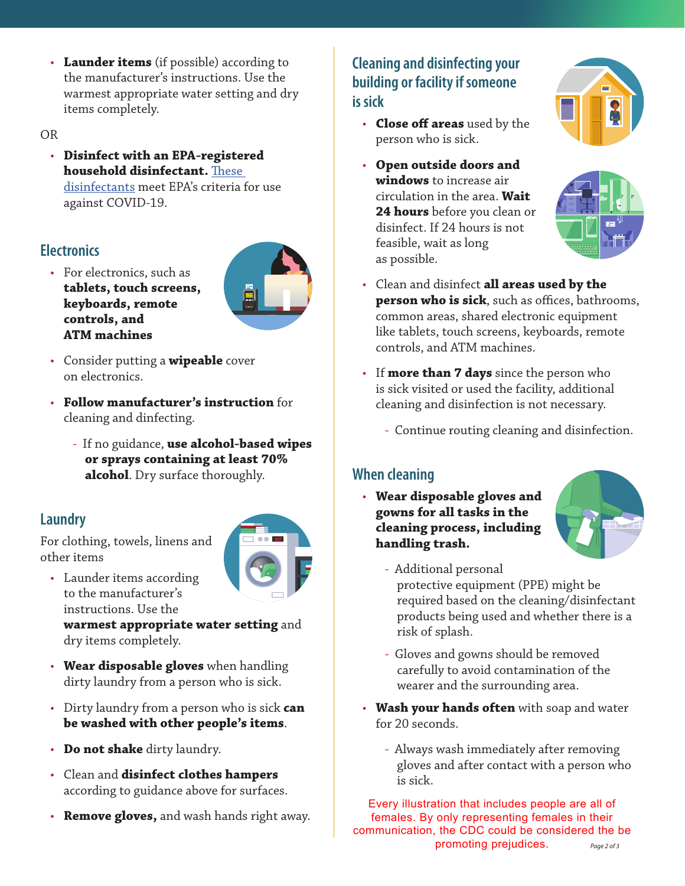- **Launder items** (if possible) according to the manufacturer's instructions. Use the warmest appropriate water setting and dry items completely.

OR

- **Disinfect with an EPA-registered household disinfectant.** These disinfectants meet EPA's criteria for use against COVID-19.

## Electronics

- For electronics, such as **tablets, touch screens, keyboards, remote controls, and ATM machines**
- Consider putting a **wipeable** cover on electronics.
- **Follow manufacturer's instruction** for cleaning and dinfecting.
  - If no guidance, **use alcohol-based wipes or sprays containing at least 70% alcohol**. Dry surface thoroughly.

## Laundry

For clothing, towels, linens and other items

- Launder items according to the manufacturer's instructions. Use the **warmest appropriate water setting** and dry items completely.
- **Wear disposable gloves** when handling dirty laundry from a person who is sick.
- Dirty laundry from a person who is sick **can be washed with other people's items**.
- **Do not shake** dirty laundry.
- Clean and **disinfect clothes hampers** according to guidance above for surfaces.
- **Remove gloves,** and wash hands right away.

## Cleaning and disinfecting your building or facility if someone is sick

- **Close off areas** used by the person who is sick.
- **Open outside doors and windows** to increase air circulation in the area. **Wait 24 hours** before you clean or disinfect. If 24 hours is not feasible, wait as long as possible.
- Clean and disinfect **all areas used by the person who is sick**, such as offices, bathrooms, common areas, shared electronic equipment like tablets, touch screens, keyboards, remote controls, and ATM machines.
- If **more than 7 days** since the person who is sick visited or used the facility, additional cleaning and disinfection is not necessary.
  - Continue routing cleaning and disinfection.

## When cleaning

- **Wear disposable gloves and gowns for all tasks in the cleaning process, including handling trash.**
  - Additional personal protective equipment (PPE) might be required based on the cleaning/disinfectant products being used and whether there is a risk of splash.
  - Gloves and gowns should be removed carefully to avoid contamination of the wearer and the surrounding area.
- **Wash your hands often** with soap and water for 20 seconds.
  - Always wash immediately after removing gloves and after contact with a person who is sick.

Every illustration that includes people are all of females. By only representing females in their communication, the CDC could be considered the be promoting prejudices.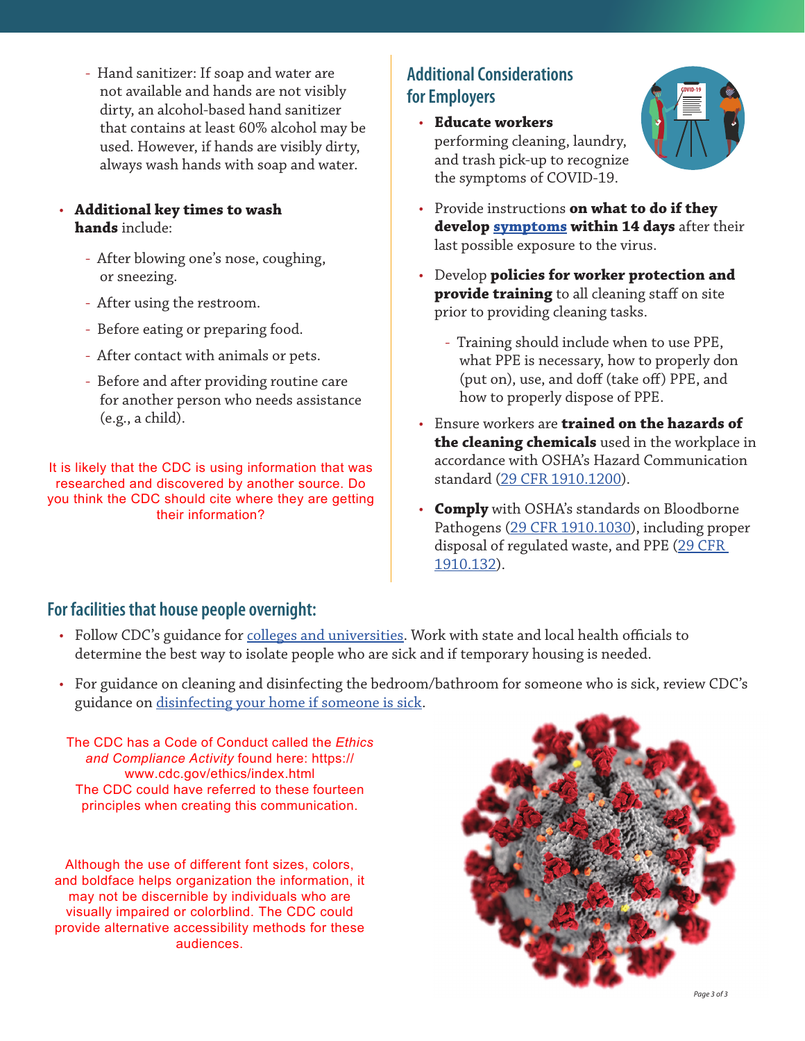- Hand sanitizer: If soap and water are not available and hands are not visibly dirty, an alcohol-based hand sanitizer that contains at least 60% alcohol may be used. However, if hands are visibly dirty, always wash hands with soap and water.

- **Additional key times to wash hands** include:
  - After blowing one's nose, coughing, or sneezing.
  - After using the restroom.
  - Before eating or preparing food.
  - After contact with animals or pets.
  - Before and after providing routine care for another person who needs assistance (e.g., a child).

It is likely that the CDC is using information that was researched and discovered by another source. Do you think the CDC should cite where they are getting their information?

## Additional Considerations for Employers

- **Educate workers** performing cleaning, laundry, and trash pick-up to recognize the symptoms of COVID-19.
- Provide instructions **on what to do if they develop symptoms within 14 days** after their last possible exposure to the virus.
- Develop **policies for worker protection and provide training** to all cleaning staff on site prior to providing cleaning tasks.
  - Training should include when to use PPE, what PPE is necessary, how to properly don (put on), use, and doff (take off) PPE, and how to properly dispose of PPE.
- Ensure workers are **trained on the hazards of the cleaning chemicals** used in the workplace in accordance with OSHA's Hazard Communication standard (29 CFR 1910.1200).
- **Comply** with OSHA's standards on Bloodborne Pathogens (29 CFR 1910.1030), including proper disposal of regulated waste, and PPE (29 CFR 1910.132).

## For facilities that house people overnight:

- Follow CDC's guidance for colleges and universities. Work with state and local health officials to determine the best way to isolate people who are sick and if temporary housing is needed.
- For guidance on cleaning and disinfecting the bedroom/bathroom for someone who is sick, review CDC's guidance on disinfecting your home if someone is sick.

The CDC has a Code of Conduct called the *Ethics and Compliance Activity* found here: https://www.cdc.gov/ethics/index.html
The CDC could have referred to these fourteen principles when creating this communication.

Although the use of different font sizes, colors, and boldface helps organization the information, it may not be discernible by individuals who are visually impaired or colorblind. The CDC could provide alternative accessibility methods for these audiences.